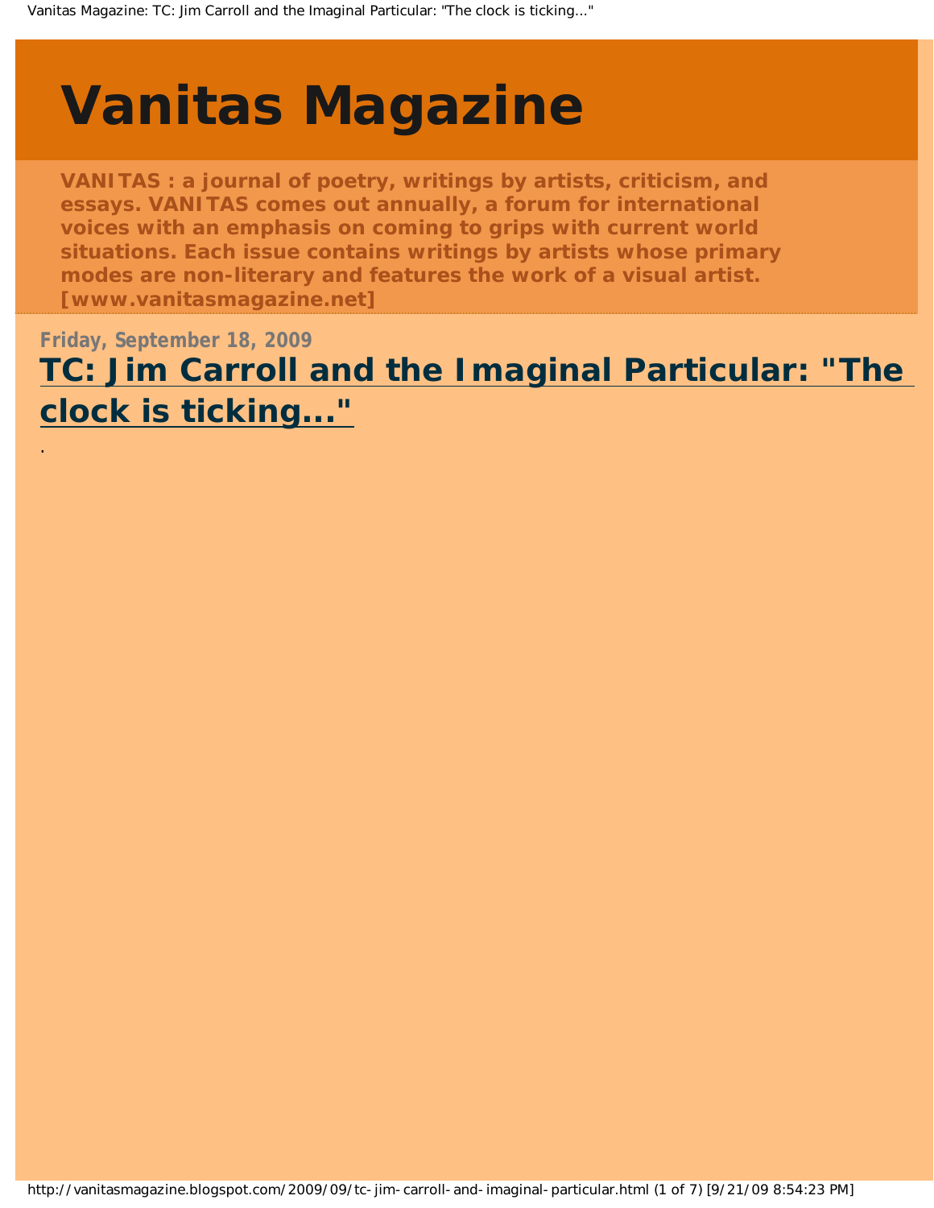# Vanitas Magazine

**VANITAS : a journal of poetry, writings by artists, criticism, and essays. VANITAS comes out annually, a forum for international voices with an emphasis on coming to grips with current world situations. Each issue contains writings by artists whose primary modes are non-literary and features the work of a visual artist. [www.vanitasmagazine.net]**

Friday, September 18, 2009

## TC: Jim Carroll and the Imaginal Particular: "The clock is ticking..."

.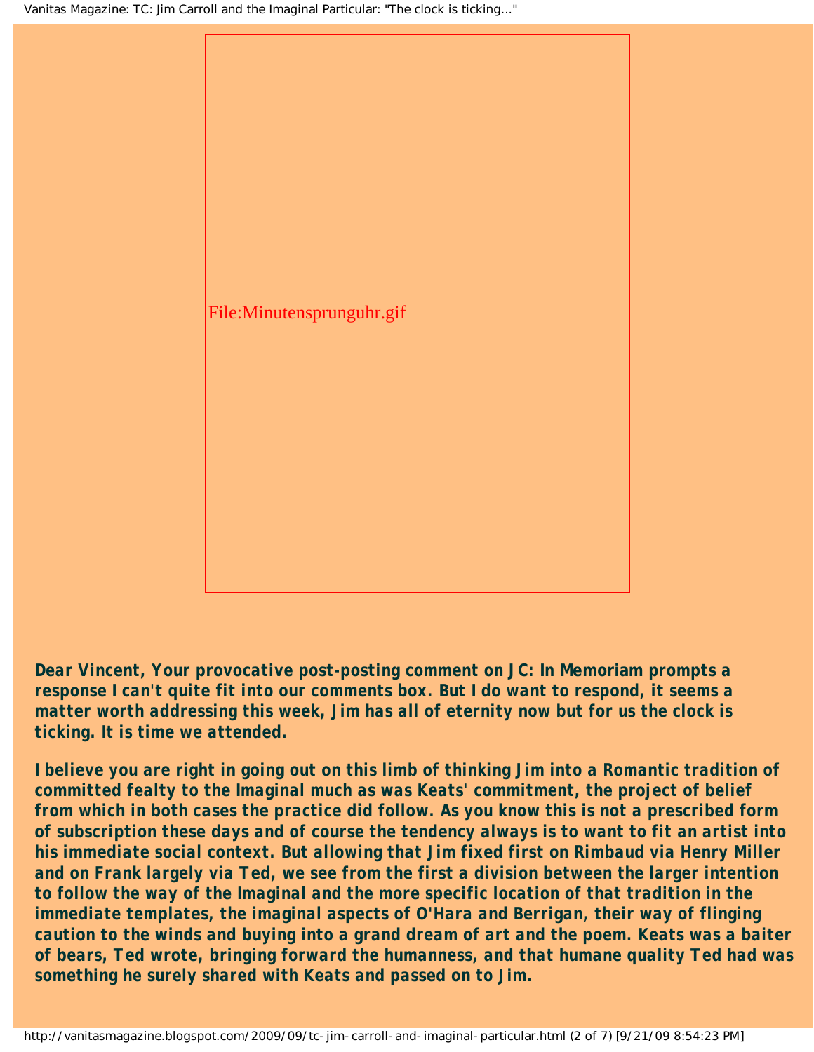File:Minutensprunguhr.gif

**Dear Vincent, Your provocative post-posting comment on JC: In Memoriam prompts a response I can't quite fit into our comments box. But I do want to respond, it seems a matter worth addressing this week, Jim has all of eternity now but for us the clock is ticking. It is time we attended.**

**I believe you are right in going out on this limb of thinking Jim into a Romantic tradition of committed fealty to the Imaginal much as was Keats' commitment, the project of belief from which in both cases the practice did follow. As you know this is not a prescribed form of subscription these days and of course the tendency always is to want to fit an artist into his immediate social context. But allowing that Jim fixed first on Rimbaud via Henry Miller and on Frank largely via Ted, we see from the first a division between the larger intention to follow the way of the Imaginal and the more specific location of that tradition in the immediate templates, the imaginal aspects of O'Hara and Berrigan, their way of flinging caution to the winds and buying into a grand dream of art and the poem. Keats was a baiter of bears, Ted wrote, bringing forward the humanness, and that humane quality Ted had was something he surely shared with Keats and passed on to Jim.**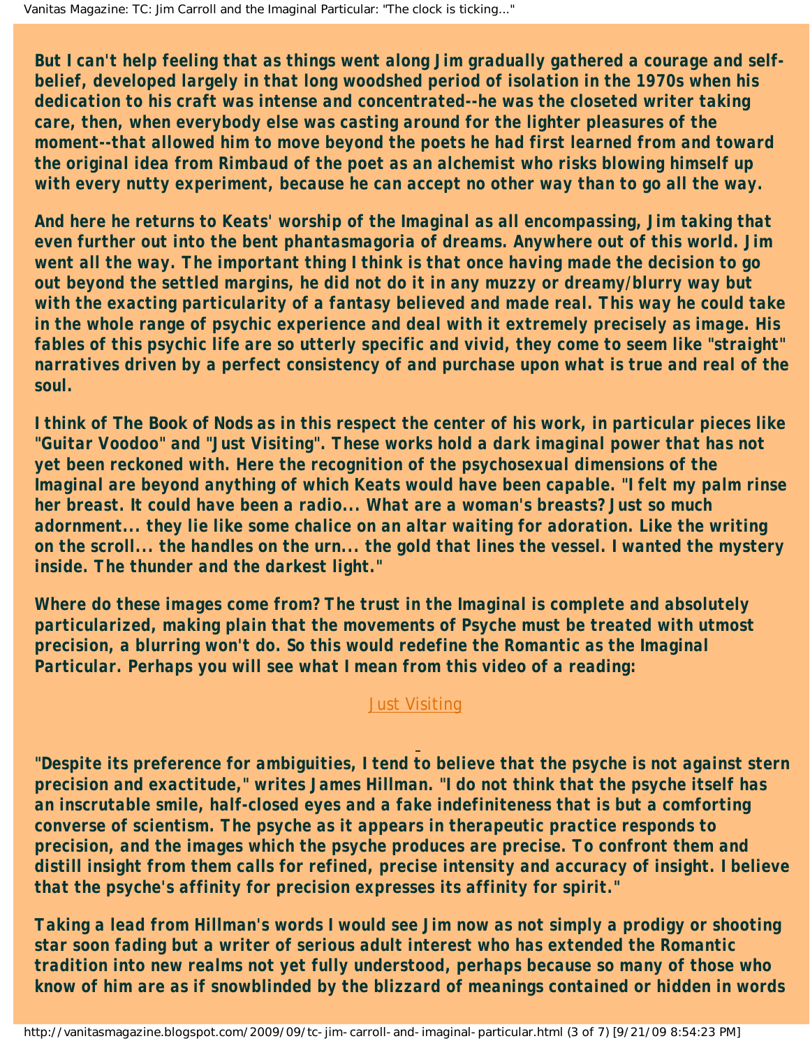But I can't help feeling that as things went along Jim gradually gathered a courage and self-belief, developed largely in that long woodshed period of isolation in the 1970s when his dedication to his craft was intense and concentrated--he was the closeted writer taking care, then, when everybody else was casting around for the lighter pleasures of the moment--that allowed him to move beyond the poets he had first learned from and toward the original idea from Rimbaud of the poet as an alchemist who risks blowing himself up with every nutty experiment, because he can accept no other way than to go all the way.

And here he returns to Keats' worship of the Imaginal as all encompassing, Jim taking that even further out into the bent phantasmagoria of dreams. Anywhere out of this world. Jim went all the way. The important thing I think is that once having made the decision to go out beyond the settled margins, he did not do it in any muzzy or dreamy/blurry way but with the exacting particularity of a fantasy believed and made real. This way he could take in the whole range of psychic experience and deal with it extremely precisely as image. His fables of this psychic life are so utterly specific and vivid, they come to seem like "straight" narratives driven by a perfect consistency of and purchase upon what is true and real of the soul.

I think of The Book of Nods as in this respect the center of his work, in particular pieces like "Guitar Voodoo" and "Just Visiting". These works hold a dark imaginal power that has not yet been reckoned with. Here the recognition of the psychosexual dimensions of the Imaginal are beyond anything of which Keats would have been capable. "I felt my palm rinse her breast. It could have been a radio... What are a woman's breasts? Just so much adornment... they lie like some chalice on an altar waiting for adoration. Like the writing on the scroll... the handles on the urn... the gold that lines the vessel. I wanted the mystery inside. The thunder and the darkest light."

Where do these images come from? The trust in the Imaginal is complete and absolutely particularized, making plain that the movements of Psyche must be treated with utmost precision, a blurring won't do. So this would redefine the Romantic as the Imaginal Particular. Perhaps you will see what I mean from this video of a reading:

Just Visiting

"Despite its preference for ambiguities, I tend to believe that the psyche is not against stern precision and exactitude," writes James Hillman. "I do not think that the psyche itself has an inscrutable smile, half-closed eyes and a fake indefiniteness that is but a comforting converse of scientism. The psyche as it appears in therapeutic practice responds to precision, and the images which the psyche produces are precise. To confront them and distill insight from them calls for refined, precise intensity and accuracy of insight. I believe that the psyche's affinity for precision expresses its affinity for spirit."

Taking a lead from Hillman's words I would see Jim now as not simply a prodigy or shooting star soon fading but a writer of serious adult interest who has extended the Romantic tradition into new realms not yet fully understood, perhaps because so many of those who know of him are as if snowblinded by the blizzard of meanings contained or hidden in words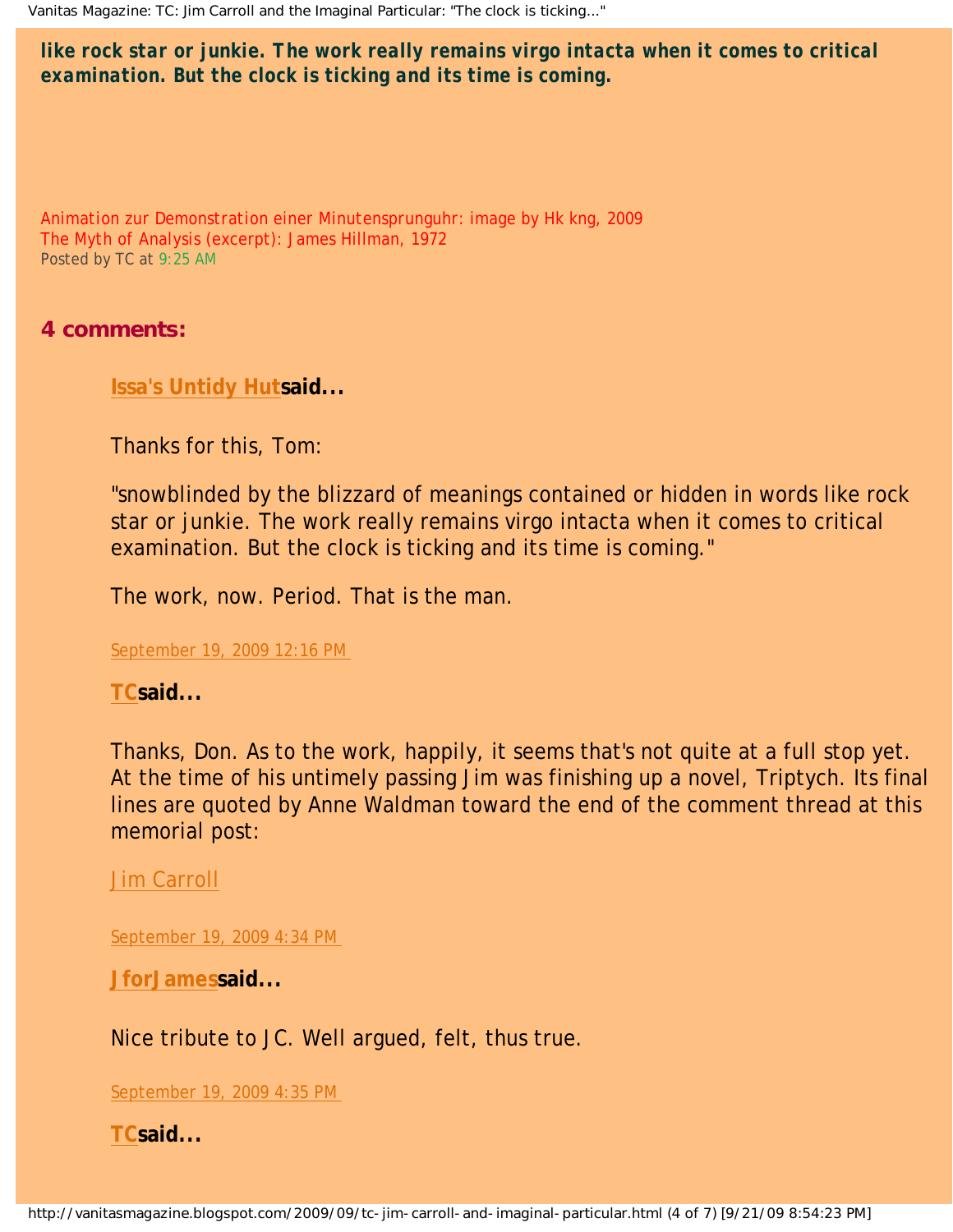**like rock star or junkie. The work really remains virgo intacta when it comes to critical examination. But the clock is ticking and its time is coming.**

Animation zur Demonstration einer Minutensprunguhr: image by Hk kng, 2009
The Myth of Analysis (excerpt): James Hillman, 1972
Posted by TC at 9:25 AM

## 4 comments:

**Issa's Untidy Hut said...**

Thanks for this, Tom:

"snowblinded by the blizzard of meanings contained or hidden in words like rock star or junkie. The work really remains virgo intacta when it comes to critical examination. But the clock is ticking and its time is coming."

The work, now. Period. That is the man.

September 19, 2009 12:16 PM

**TC said...**

Thanks, Don. As to the work, happily, it seems that's not quite at a full stop yet. At the time of his untimely passing Jim was finishing up a novel, Triptych. Its final lines are quoted by Anne Waldman toward the end of the comment thread at this memorial post:

Jim Carroll

September 19, 2009 4:34 PM

**J for James said...**

Nice tribute to JC. Well argued, felt, thus true.

September 19, 2009 4:35 PM

**TC said...**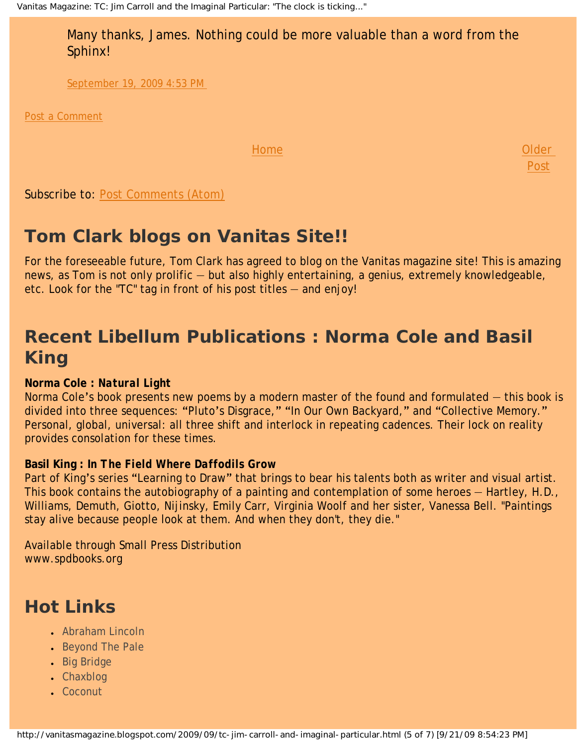Many thanks, James. Nothing could be more valuable than a word from the Sphinx!

September 19, 2009 4:53 PM

Post a Comment

Home

Older Post

Subscribe to: Post Comments (Atom)

## Tom Clark blogs on Vanitas Site!!

For the foreseeable future, Tom Clark has agreed to blog on the Vanitas magazine site! This is amazing news, as Tom is not only prolific — but also highly entertaining, a genius, extremely knowledgeable, etc. Look for the "TC" tag in front of his post titles — and enjoy!

## Recent Libellum Publications : Norma Cole and Basil King

**Norma Cole : *Natural Light***
Norma Cole's book presents new poems by a modern master of the found and formulated — this book is divided into three sequences: "Pluto's Disgrace," "In Our Own Backyard," and "Collective Memory." Personal, global, universal: all three shift and interlock in repeating cadences. Their lock on reality provides consolation for these times.

**Basil King : *In The Field Where Daffodils Grow***
Part of King's series "Learning to Draw" that brings to bear his talents both as writer and visual artist. This book contains the autobiography of a painting and contemplation of some heroes — Hartley, H.D., Williams, Demuth, Giotto, Nijinsky, Emily Carr, Virginia Woolf and her sister, Vanessa Bell. "Paintings stay alive because people look at them. And when they don't, they die."

Available through Small Press Distribution
www.spdbooks.org

## Hot Links

- Abraham Lincoln
- Beyond The Pale
- Big Bridge
- Chaxblog
- Coconut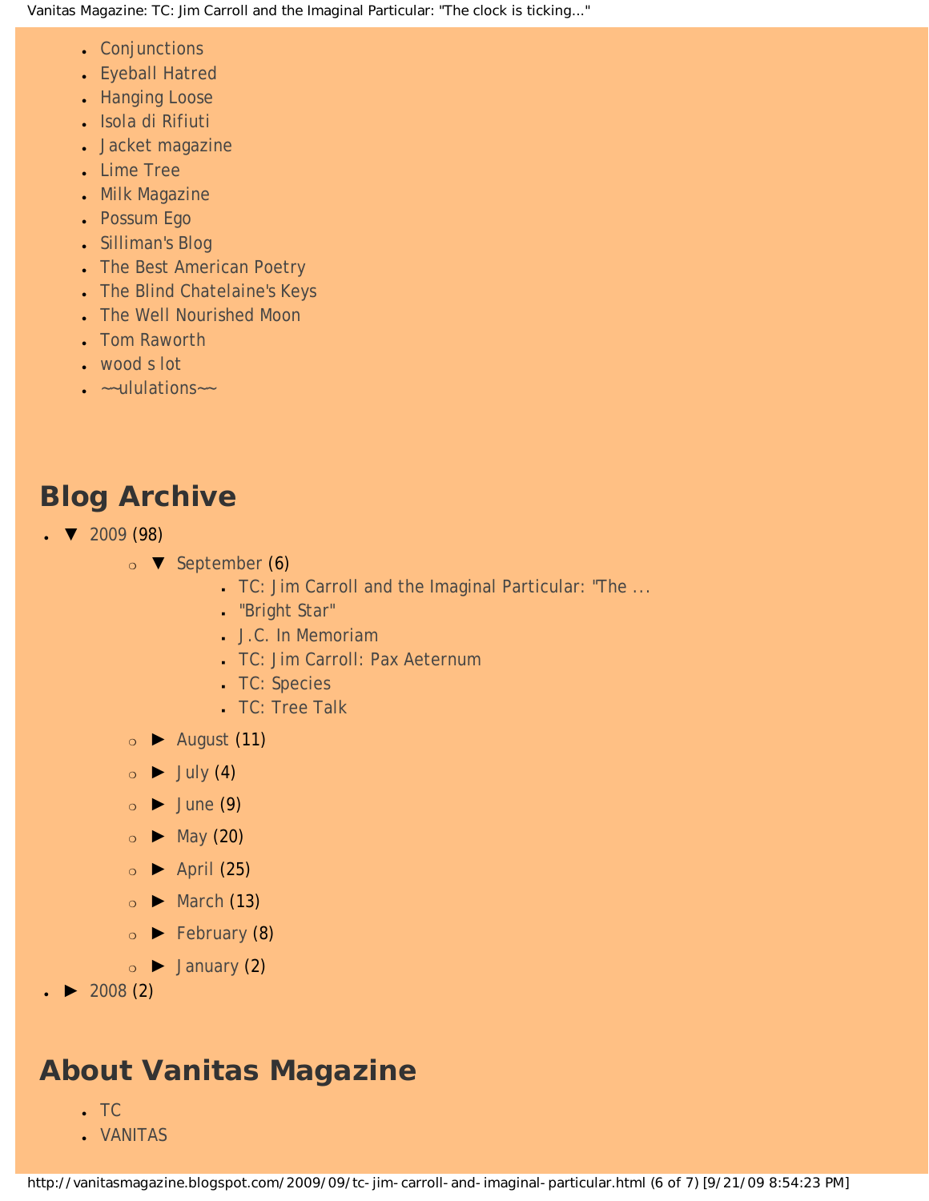- Conjunctions
- Eyeball Hatred
- Hanging Loose
- Isola di Rifiuti
- Jacket magazine
- Lime Tree
- Milk Magazine
- Possum Ego
- Silliman's Blog
- The Best American Poetry
- The Blind Chatelaine's Keys
- The Well Nourished Moon
- Tom Raworth
- wood s lot
- ~~ululations~~

## Blog Archive

- ▼ 2009 (98)
  - ▼ September (6)
    - TC: Jim Carroll and the Imaginal Particular: "The ...
    - "Bright Star"
    - J.C. In Memoriam
    - TC: Jim Carroll: Pax Aeternum
    - TC: Species
    - TC: Tree Talk
  - ► August (11)
  - ► July (4)
  - ► June (9)
  - ► May (20)
  - ► April (25)
  - ► March (13)
  - ► February (8)
  - ► January (2)
- ► 2008 (2)

## About Vanitas Magazine

- TC
- VANITAS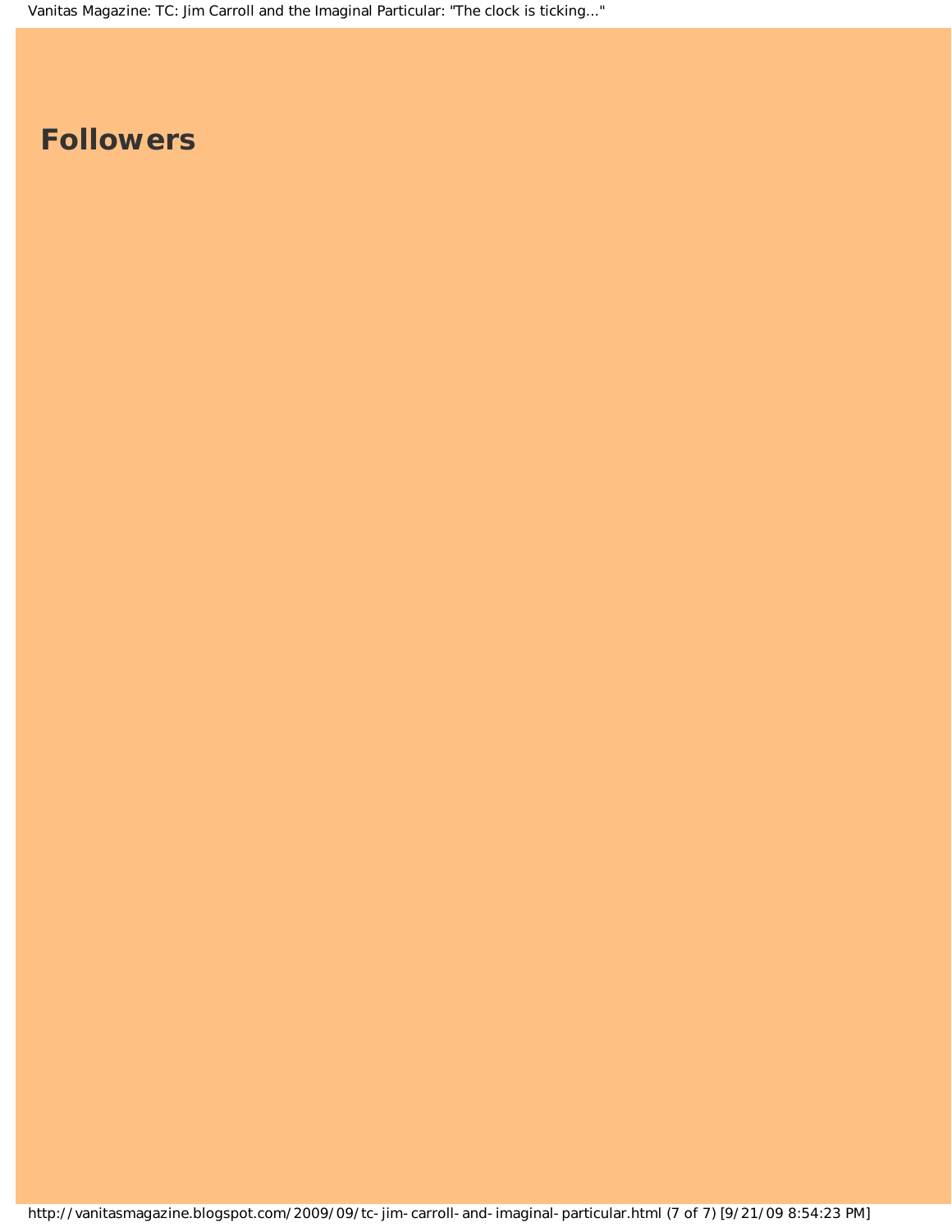## Followers